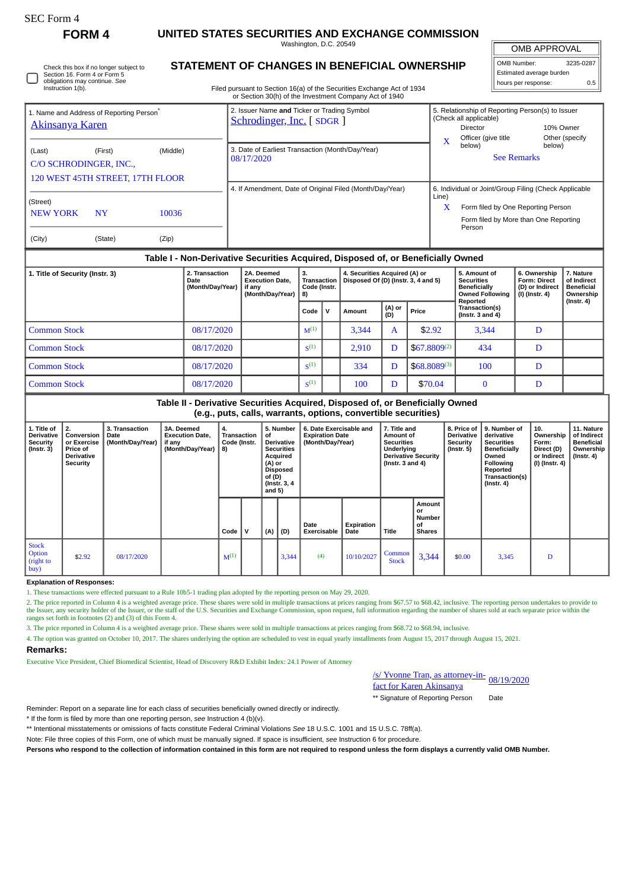SEC Form 4

# FORM 4

## UNITED STATES SECURITIES AND EXCHANGE COMMISSION

Washington, D.C. 20549

## STATEMENT OF CHANGES IN BENEFICIAL OWNERSHIP

Filed pursuant to Section 16(a) of the Securities Exchange Act of 1934 or Section 30(h) of the Investment Company Act of 1940

| OMB APPROVAL | |
|---|---|
| OMB Number: | 3235-0287 |
| Estimated average burden | |
| hours per response: | 0.5 |

☐ Check this box if no longer subject to Section 16. Form 4 or Form 5 obligations may continue. *See* Instruction 1(b).

1. Name and Address of Reporting Person*
Akinsanya Karen

(Last) (First) (Middle)
C/O SCHRODINGER, INC.,
120 WEST 45TH STREET, 17TH FLOOR

(Street)
NEW YORK NY 10036

(City) (State) (Zip)

2. Issuer Name **and** Ticker or Trading Symbol
Schrodinger, Inc. [ SDGR ]

3. Date of Earliest Transaction (Month/Day/Year)
08/17/2020

4. If Amendment, Date of Original Filed (Month/Day/Year)

5. Relationship of Reporting Person(s) to Issuer (Check all applicable)
Director
10% Owner
X Officer (give title below)
Other (specify below)
See Remarks

6. Individual or Joint/Group Filing (Check Applicable Line)
X Form filed by One Reporting Person
Form filed by More than One Reporting Person

### Table I - Non-Derivative Securities Acquired, Disposed of, or Beneficially Owned

| 1. Title of Security (Instr. 3) | 2. Transaction Date (Month/Day/Year) | 2A. Deemed Execution Date, if any (Month/Day/Year) | 3. Transaction Code (Instr. 8) | | 4. Securities Acquired (A) or Disposed Of (D) (Instr. 3, 4 and 5) | | | 5. Amount of Securities Beneficially Owned Following Reported Transaction(s) (Instr. 3 and 4) | 6. Ownership Form: Direct (D) or Indirect (I) (Instr. 4) | 7. Nature of Indirect Beneficial Ownership (Instr. 4) |
|---|---|---|---|---|---|---|---|---|---|---|
| | | | Code | V | Amount | (A) or (D) | Price | | | |
| Common Stock | 08/17/2020 | | M[1] | | 3,344 | A | $2.92 | 3,344 | D | |
| Common Stock | 08/17/2020 | | S[1] | | 2,910 | D | $67.8809[2] | 434 | D | |
| Common Stock | 08/17/2020 | | S[1] | | 334 | D | $68.8089[3] | 100 | D | |
| Common Stock | 08/17/2020 | | S[1] | | 100 | D | $70.04 | 0 | D | |

### Table II - Derivative Securities Acquired, Disposed of, or Beneficially Owned (e.g., puts, calls, warrants, options, convertible securities)

| 1. Title of Derivative Security (Instr. 3) | 2. Conversion or Exercise Price of Derivative Security | 3. Transaction Date (Month/Day/Year) | 3A. Deemed Execution Date, if any (Month/Day/Year) | 4. Transaction Code (Instr. 8) | | 5. Number of Derivative Securities Acquired (A) or Disposed of (D) (Instr. 3, 4 and 5) | | 6. Date Exercisable and Expiration Date (Month/Day/Year) | | 7. Title and Amount of Securities Underlying Derivative Security (Instr. 3 and 4) | | 8. Price of Derivative Security (Instr. 5) | 9. Number of derivative Securities Beneficially Owned Following Reported Transaction(s) (Instr. 4) | 10. Ownership Form: Direct (D) or Indirect (I) (Instr. 4) | 11. Nature of Indirect Beneficial Ownership (Instr. 4) |
|---|---|---|---|---|---|---|---|---|---|---|---|---|---|---|---|
| | | | | Code | V | (A) | (D) | Date Exercisable | Expiration Date | Title | Amount or Number of Shares | | | | |
| Stock Option (right to buy) | $2.92 | 08/17/2020 | | M[1] | | | 3,344 | (4) | 10/10/2027 | Common Stock | 3,344 | $0.00 | 3,345 | D | |

**Explanation of Responses:**

1. These transactions were effected pursuant to a Rule 10b5-1 trading plan adopted by the reporting person on May 29, 2020.

2. The price reported in Column 4 is a weighted average price. These shares were sold in multiple transactions at prices ranging from $67.57 to $68.42, inclusive. The reporting person undertakes to provide to the Issuer, any security holder of the Issuer, or the staff of the U.S. Securities and Exchange Commission, upon request, full information regarding the number of shares sold at each separate price within the ranges set forth in footnotes (2) and (3) of this Form 4.

3. The price reported in Column 4 is a weighted average price. These shares were sold in multiple transactions at prices ranging from $68.72 to $68.94, inclusive.

4. The option was granted on October 10, 2017. The shares underlying the option are scheduled to vest in equal yearly installments from August 15, 2017 through August 15, 2021.

**Remarks:**

Executive Vice President, Chief Biomedical Scientist, Head of Discovery R&D Exhibit Index: 24.1 Power of Attorney

/s/ Yvonne Tran, as attorney-in-fact for Karen Akinsanya — 08/19/2020

** Signature of Reporting Person — Date

Reminder: Report on a separate line for each class of securities beneficially owned directly or indirectly.

* If the form is filed by more than one reporting person, *see* Instruction 4 (b)(v).

** Intentional misstatements or omissions of facts constitute Federal Criminal Violations *See* 18 U.S.C. 1001 and 15 U.S.C. 78ff(a).

Note: File three copies of this Form, one of which must be manually signed. If space is insufficient, *see* Instruction 6 for procedure.

**Persons who respond to the collection of information contained in this form are not required to respond unless the form displays a currently valid OMB Number.**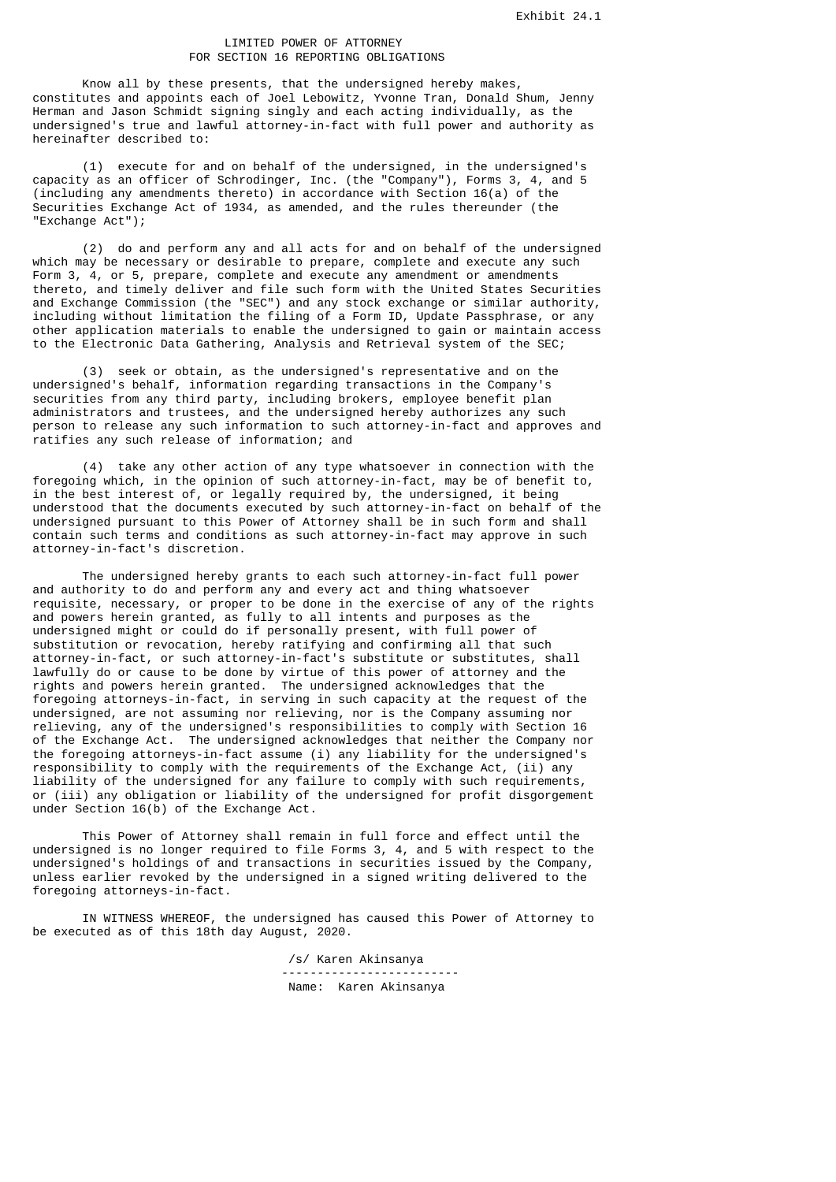Exhibit 24.1

# LIMITED POWER OF ATTORNEY
## FOR SECTION 16 REPORTING OBLIGATIONS

Know all by these presents, that the undersigned hereby makes, constitutes and appoints each of Joel Lebowitz, Yvonne Tran, Donald Shum, Jenny Herman and Jason Schmidt signing singly and each acting individually, as the undersigned's true and lawful attorney-in-fact with full power and authority as hereinafter described to:

(1) execute for and on behalf of the undersigned, in the undersigned's capacity as an officer of Schrodinger, Inc. (the "Company"), Forms 3, 4, and 5 (including any amendments thereto) in accordance with Section 16(a) of the Securities Exchange Act of 1934, as amended, and the rules thereunder (the "Exchange Act");

(2) do and perform any and all acts for and on behalf of the undersigned which may be necessary or desirable to prepare, complete and execute any such Form 3, 4, or 5, prepare, complete and execute any amendment or amendments thereto, and timely deliver and file such form with the United States Securities and Exchange Commission (the "SEC") and any stock exchange or similar authority, including without limitation the filing of a Form ID, Update Passphrase, or any other application materials to enable the undersigned to gain or maintain access to the Electronic Data Gathering, Analysis and Retrieval system of the SEC;

(3) seek or obtain, as the undersigned's representative and on the undersigned's behalf, information regarding transactions in the Company's securities from any third party, including brokers, employee benefit plan administrators and trustees, and the undersigned hereby authorizes any such person to release any such information to such attorney-in-fact and approves and ratifies any such release of information; and

(4) take any other action of any type whatsoever in connection with the foregoing which, in the opinion of such attorney-in-fact, may be of benefit to, in the best interest of, or legally required by, the undersigned, it being understood that the documents executed by such attorney-in-fact on behalf of the undersigned pursuant to this Power of Attorney shall be in such form and shall contain such terms and conditions as such attorney-in-fact may approve in such attorney-in-fact's discretion.

The undersigned hereby grants to each such attorney-in-fact full power and authority to do and perform any and every act and thing whatsoever requisite, necessary, or proper to be done in the exercise of any of the rights and powers herein granted, as fully to all intents and purposes as the undersigned might or could do if personally present, with full power of substitution or revocation, hereby ratifying and confirming all that such attorney-in-fact, or such attorney-in-fact's substitute or substitutes, shall lawfully do or cause to be done by virtue of this power of attorney and the rights and powers herein granted. The undersigned acknowledges that the foregoing attorneys-in-fact, in serving in such capacity at the request of the undersigned, are not assuming nor relieving, nor is the Company assuming nor relieving, any of the undersigned's responsibilities to comply with Section 16 of the Exchange Act. The undersigned acknowledges that neither the Company nor the foregoing attorneys-in-fact assume (i) any liability for the undersigned's responsibility to comply with the requirements of the Exchange Act, (ii) any liability of the undersigned for any failure to comply with such requirements, or (iii) any obligation or liability of the undersigned for profit disgorgement under Section 16(b) of the Exchange Act.

This Power of Attorney shall remain in full force and effect until the undersigned is no longer required to file Forms 3, 4, and 5 with respect to the undersigned's holdings of and transactions in securities issued by the Company, unless earlier revoked by the undersigned in a signed writing delivered to the foregoing attorneys-in-fact.

IN WITNESS WHEREOF, the undersigned has caused this Power of Attorney to be executed as of this 18th day August, 2020.

/s/ Karen Akinsanya

Name: Karen Akinsanya